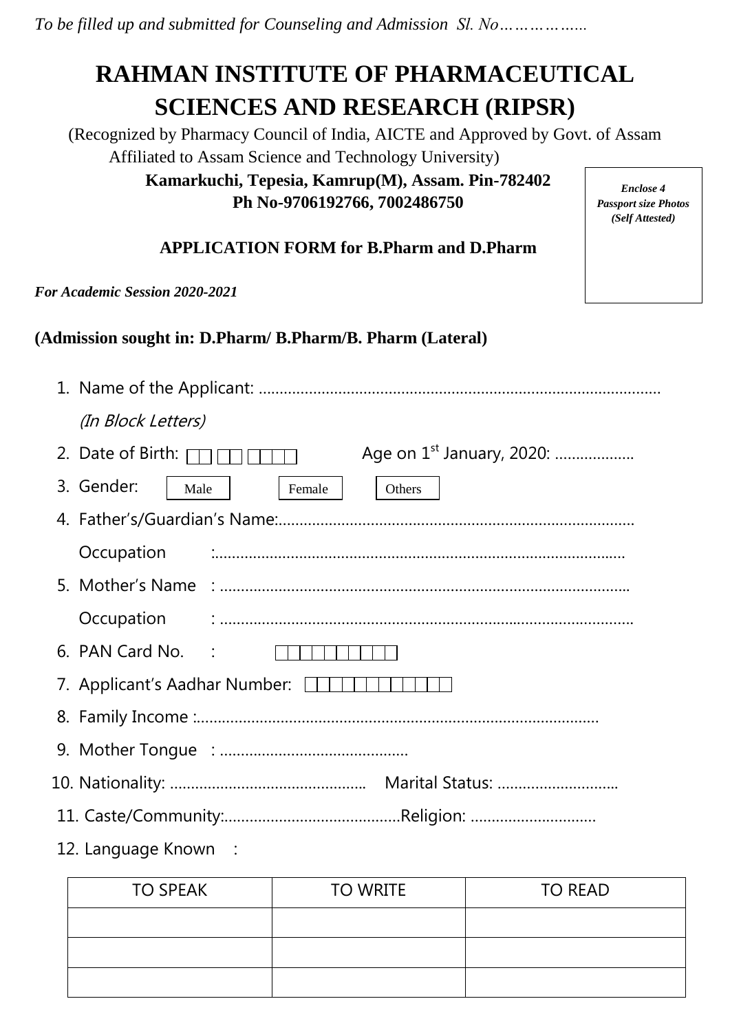*To be filled up and submitted for Counseling and Admission Sl. No……………..*

# RAHMAN INSTITUTE OF PHARMACEUTICAL SCIENCES AND RESEARCH (RIPSR)

(Recognized by Pharmacy Council of India, AICTE and Approved by Govt. of Assam Affiliated to Assam Science and Technology University)

**Kamarkuchi, Tepesia, Kamrup(M), Assam. Pin-782402**
**Ph No-9706192766, 7002486750**

***Enclose 4 Passport size Photos (Self Attested)***

## APPLICATION FORM for B.Pharm and D.Pharm

***For Academic Session 2020-2021***

**(Admission sought in: D.Pharm/ B.Pharm/B. Pharm (Lateral)**

1. Name of the Applicant: ……………………………………………………………………………………
   *(In Block Letters)*
2. Date of Birth: ☐☐ ☐☐ ☐☐☐☐ Age on 1st January, 2020: ……………….
3. Gender: ☐ Male ☐ Female ☐ Others
4. Father's/Guardian's Name:…………………………………………………………………………
   Occupation :……………………………………………………………………………………
5. Mother's Name : ………………………………………………………………………………
   Occupation : ………………………………………………………………………………
6. PAN Card No. : ☐☐☐☐☐☐☐☐☐☐
7. Applicant's Aadhar Number: ☐☐☐☐☐☐☐☐☐☐☐☐
8. Family Income :……………………………………………………………………………………
9. Mother Tongue : ……………………………………
10. Nationality: ……………………………………….. Marital Status: ……………………….
11. Caste/Community:…………………………………Religion: ………………………..
12. Language Known :

| TO SPEAK | TO WRITE | TO READ |
| --- | --- | --- |
| | | |
| | | |
| | | |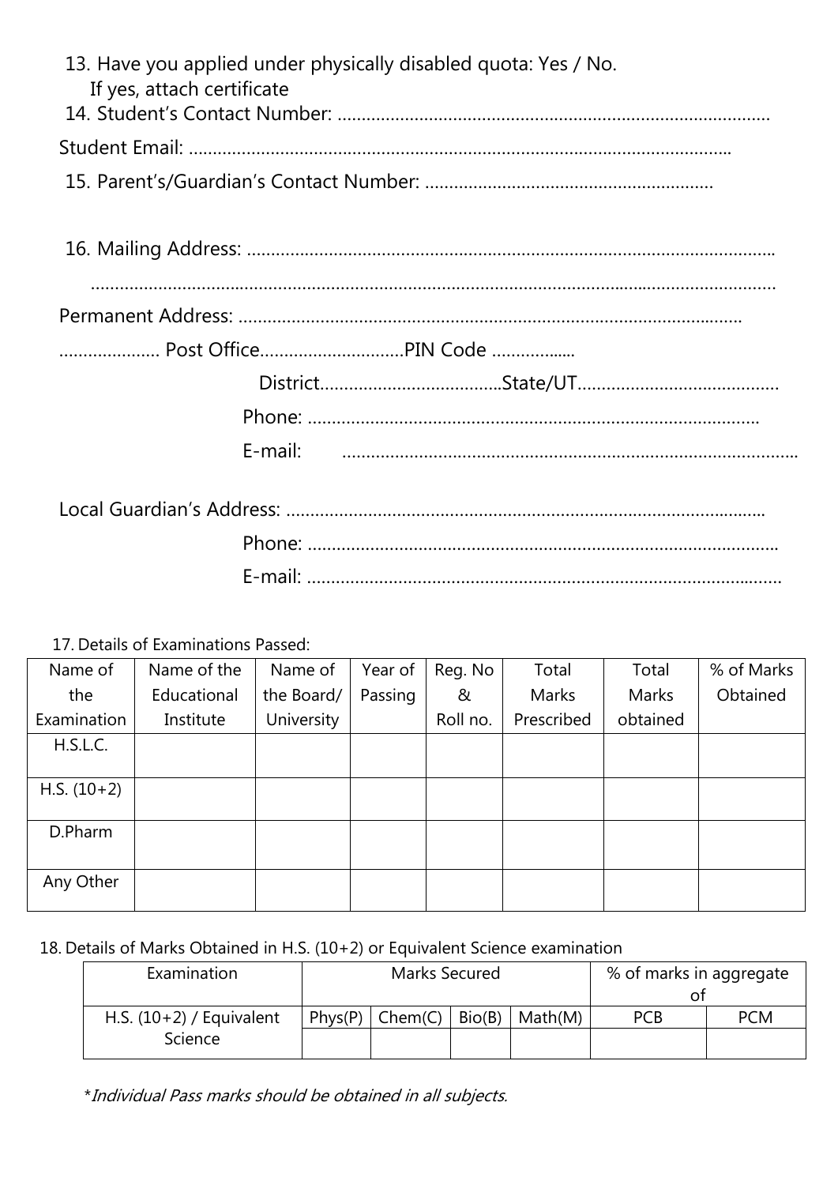13. Have you applied under physically disabled quota: Yes / No.
    If yes, attach certificate
14. Student's Contact Number: ........................................................................................

Student Email: ..............................................................................................................

15. Parent's/Guardian's Contact Number: ...........................................................

16. Mailing Address: ...........................................................................................................

..................................................................................................................................................

Permanent Address: .......................................................................................................

..................... Post Office.............................PIN Code .................

District.....................................State/UT.........................................

Phone: ...........................................................................................

E-mail: ............................................................................................

Local Guardian's Address: ..................................................................................................

Phone: ..................................................................................................

E-mail: ..................................................................................................

17. Details of Examinations Passed:

| Name of the Examination | Name of the Educational Institute | Name of the Board/ University | Year of Passing | Reg. No & Roll no. | Total Marks Prescribed | Total Marks obtained | % of Marks Obtained |
|---|---|---|---|---|---|---|---|
| H.S.L.C. | | | | | | | |
| H.S. (10+2) | | | | | | | |
| D.Pharm | | | | | | | |
| Any Other | | | | | | | |

18. Details of Marks Obtained in H.S. (10+2) or Equivalent Science examination

| Examination | Marks Secured | | | | % of marks in aggregate of | |
|---|---|---|---|---|---|---|
| H.S. (10+2) / Equivalent Science | Phys(P) | Chem(C) | Bio(B) | Math(M) | PCB | PCM |
| | | | | | | |

*\*Individual Pass marks should be obtained in all subjects.*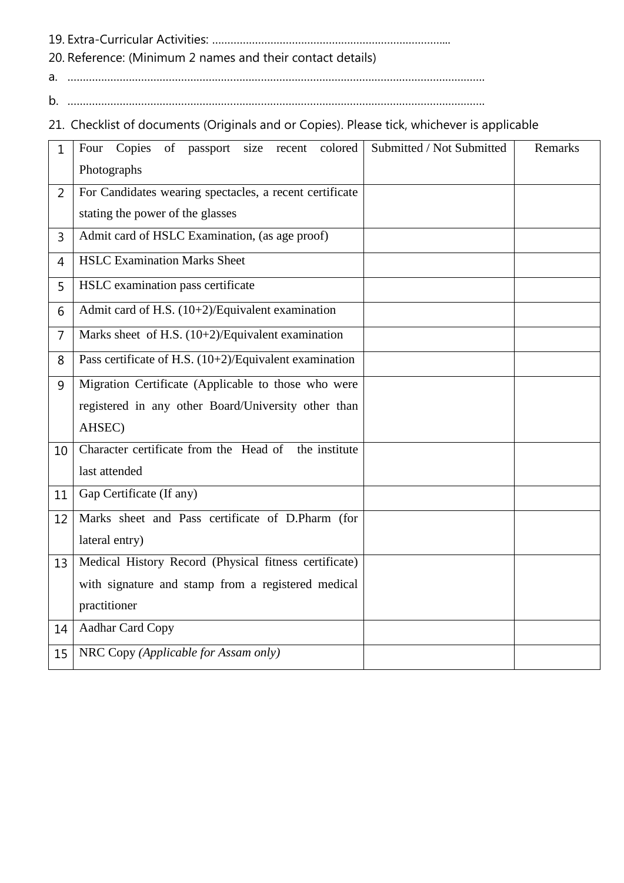19. Extra-Curricular Activities: ………………………………………………………………….
20. Reference: (Minimum 2 names and their contact details)

a. ………………………………………………………………………………………………………………

b. ………………………………………………………………………………………………………………

21. Checklist of documents (Originals and or Copies). Please tick, whichever is applicable

| 1 | Four Copies of passport size recent colored Photographs | Submitted / Not Submitted | Remarks |
|---|---|---|---|
| 2 | For Candidates wearing spectacles, a recent certificate stating the power of the glasses | | |
| 3 | Admit card of HSLC Examination, (as age proof) | | |
| 4 | HSLC Examination Marks Sheet | | |
| 5 | HSLC examination pass certificate | | |
| 6 | Admit card of H.S. (10+2)/Equivalent examination | | |
| 7 | Marks sheet of H.S. (10+2)/Equivalent examination | | |
| 8 | Pass certificate of H.S. (10+2)/Equivalent examination | | |
| 9 | Migration Certificate (Applicable to those who were registered in any other Board/University other than AHSEC) | | |
| 10 | Character certificate from the Head of the institute last attended | | |
| 11 | Gap Certificate (If any) | | |
| 12 | Marks sheet and Pass certificate of D.Pharm (for lateral entry) | | |
| 13 | Medical History Record (Physical fitness certificate) with signature and stamp from a registered medical practitioner | | |
| 14 | Aadhar Card Copy | | |
| 15 | NRC Copy *(Applicable for Assam only)* | | |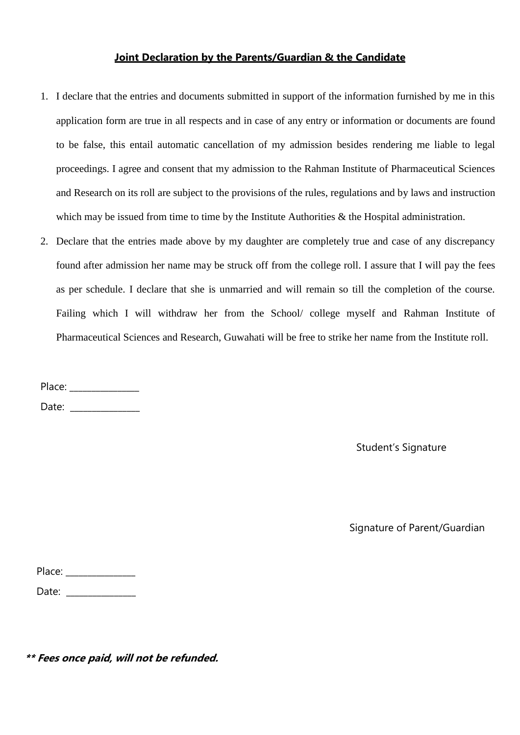**Joint Declaration by the Parents/Guardian & the Candidate**

1. I declare that the entries and documents submitted in support of the information furnished by me in this application form are true in all respects and in case of any entry or information or documents are found to be false, this entail automatic cancellation of my admission besides rendering me liable to legal proceedings. I agree and consent that my admission to the Rahman Institute of Pharmaceutical Sciences and Research on its roll are subject to the provisions of the rules, regulations and by laws and instruction which may be issued from time to time by the Institute Authorities & the Hospital administration.
2. Declare that the entries made above by my daughter are completely true and case of any discrepancy found after admission her name may be struck off from the college roll. I assure that I will pay the fees as per schedule. I declare that she is unmarried and will remain so till the completion of the course. Failing which I will withdraw her from the School/ college myself and Rahman Institute of Pharmaceutical Sciences and Research, Guwahati will be free to strike her name from the Institute roll.

Place: _______________

Date: _______________

Student's Signature

Signature of Parent/Guardian

Place: _______________

Date: _______________

***** Fees once paid, will not be refunded.***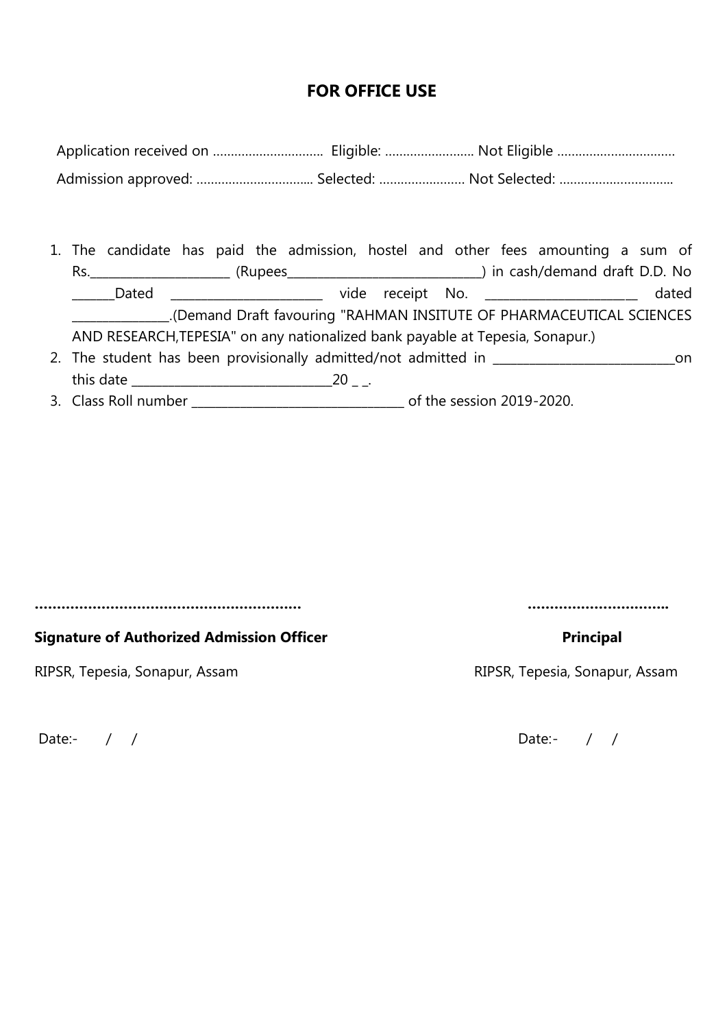## FOR OFFICE USE

Application received on ………………………… Eligible: ……………………. Not Eligible ……………………………

Admission approved: …………………………... Selected: …………………… Not Selected: …………………………..

1. The candidate has paid the admission, hostel and other fees amounting a sum of Rs.______________________ (Rupees_______________________________) in cash/demand draft D.D. No _______Dated ________________________ vide receipt No. ________________________ dated _______________.(Demand Draft favouring "RAHMAN INSITUTE OF PHARMACEUTICAL SCIENCES AND RESEARCH,TEPESIA" on any nationalized bank payable at Tepesia, Sonapur.)
2. The student has been provisionally admitted/not admitted in _____________________________on this date _______________________________20 _ _.
3. Class Roll number __________________________________ of the session 2019-2020.

…………………………………………………… ……………………………

**Signature of Authorized Admission Officer**

RIPSR, Tepesia, Sonapur, Assam

Date:- / /

**Principal**

RIPSR, Tepesia, Sonapur, Assam

Date:- / /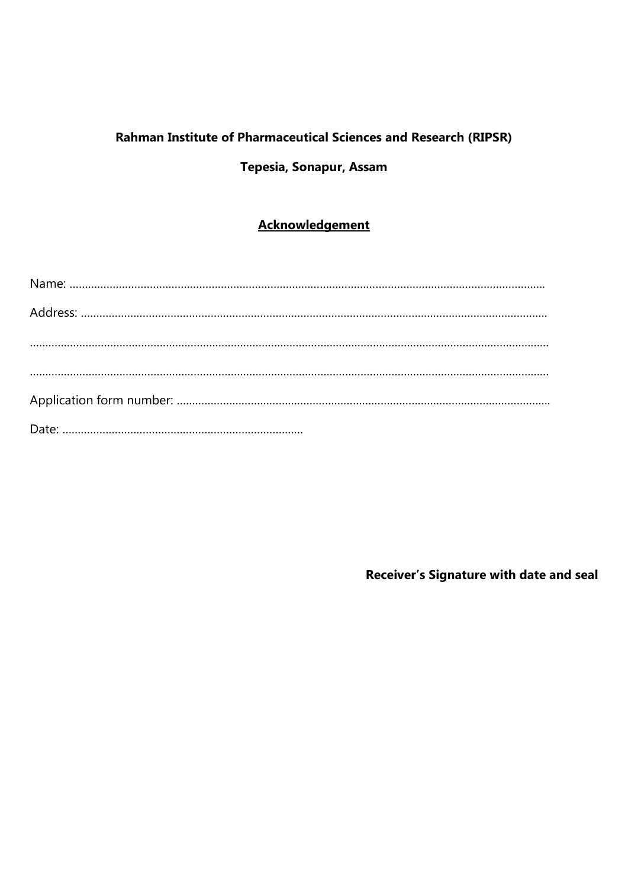**Rahman Institute of Pharmaceutical Sciences and Research (RIPSR)**

**Tepesia, Sonapur, Assam**

**<u>Acknowledgement</u>**

Name: ……………………………………………………………………………………………………………………………….

Address: …………………………………………………………………………………………………………………………….

……………………………………………………………………………………………………………………………………………

……………………………………………………………………………………………………………………………………………

Application form number: ……………………………………………………………………………………………….

Date: ……………………………………………………………………

**Receiver's Signature with date and seal**